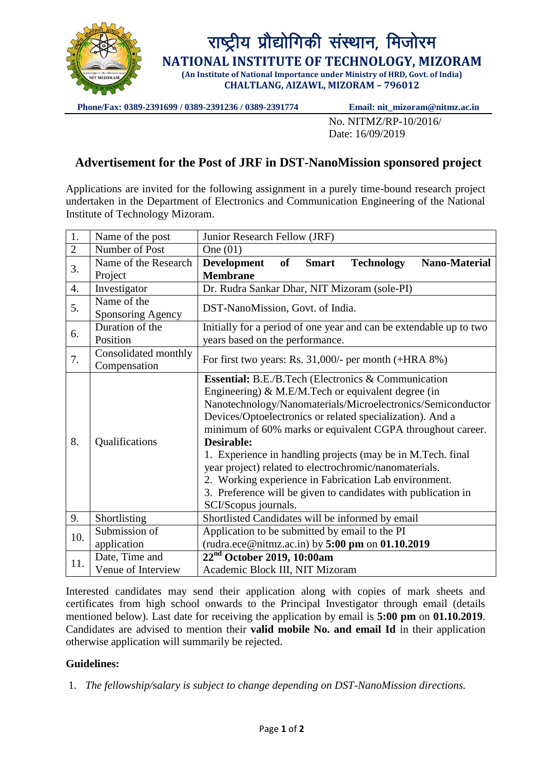# राष्ट्रीय प्रौद्योगिकी संस्थान, मिजोरम

## NATIONAL INSTITUTE OF TECHNOLOGY, MIZORAM

**(An Institute of National Importance under Ministry of HRD, Govt. of India)**
**CHALTLANG, AIZAWL, MIZORAM – 796012**

**Phone/Fax: 0389-2391699 / 0389-2391236 / 0389-2391774** **Email: nit_mizoram@nitmz.ac.in**

No. NITMZ/RP-10/2016/
Date: 16/09/2019

## Advertisement for the Post of JRF in DST-NanoMission sponsored project

Applications are invited for the following assignment in a purely time-bound research project undertaken in the Department of Electronics and Communication Engineering of the National Institute of Technology Mizoram.

| 1. | Name of the post | Junior Research Fellow (JRF) |
|---|---|---|
| 2 | Number of Post | One (01) |
| 3. | Name of the Research Project | **Development of Smart Technology Nano-Material Membrane** |
| 4. | Investigator | Dr. Rudra Sankar Dhar, NIT Mizoram (sole-PI) |
| 5. | Name of the Sponsoring Agency | DST-NanoMission, Govt. of India. |
| 6. | Duration of the Position | Initially for a period of one year and can be extendable up to two years based on the performance. |
| 7. | Consolidated monthly Compensation | For first two years: Rs. 31,000/- per month (+HRA 8%) |
| 8. | Qualifications | **Essential:** B.E./B.Tech (Electronics & Communication Engineering) & M.E/M.Tech or equivalent degree (in Nanotechnology/Nanomaterials/Microelectronics/Semiconductor Devices/Optoelectronics or related specialization). And a minimum of 60% marks or equivalent CGPA throughout career.<br>**Desirable:**<br>1. Experience in handling projects (may be in M.Tech. final year project) related to electrochromic/nanomaterials.<br>2. Working experience in Fabrication Lab environment.<br>3. Preference will be given to candidates with publication in SCI/Scopus journals. |
| 9. | Shortlisting | Shortlisted Candidates will be informed by email |
| 10. | Submission of application | Application to be submitted by email to the PI (rudra.ece@nitmz.ac.in) by **5:00 pm** on **01.10.2019** |
| 11. | Date, Time and Venue of Interview | **22nd October 2019, 10:00am**<br>Academic Block III, NIT Mizoram |

Interested candidates may send their application along with copies of mark sheets and certificates from high school onwards to the Principal Investigator through email (details mentioned below). Last date for receiving the application by email is **5:00 pm** on **01.10.2019**. Candidates are advised to mention their **valid mobile No. and email Id** in their application otherwise application will summarily be rejected.

**Guidelines:**

1. *The fellowship/salary is subject to change depending on DST-NanoMission directions.*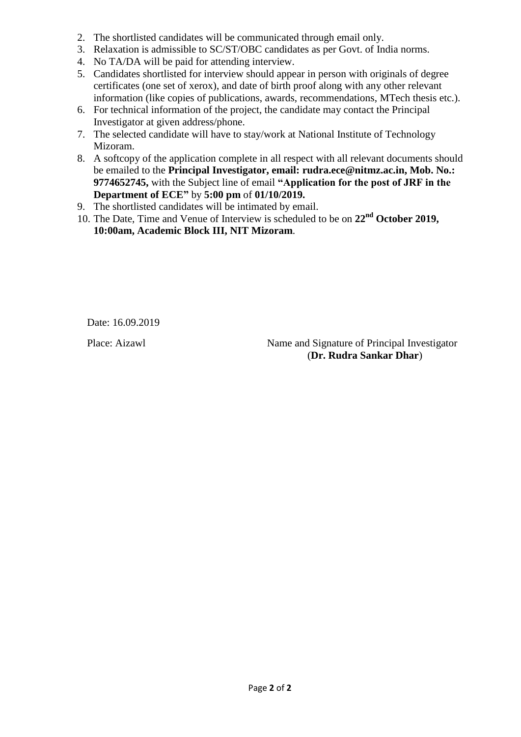2. The shortlisted candidates will be communicated through email only.
3. Relaxation is admissible to SC/ST/OBC candidates as per Govt. of India norms.
4. No TA/DA will be paid for attending interview.
5. Candidates shortlisted for interview should appear in person with originals of degree certificates (one set of xerox), and date of birth proof along with any other relevant information (like copies of publications, awards, recommendations, MTech thesis etc.).
6. For technical information of the project, the candidate may contact the Principal Investigator at given address/phone.
7. The selected candidate will have to stay/work at National Institute of Technology Mizoram.
8. A softcopy of the application complete in all respect with all relevant documents should be emailed to the **Principal Investigator, email: rudra.ece@nitmz.ac.in, Mob. No.: 9774652745,** with the Subject line of email **"Application for the post of JRF in the Department of ECE"** by **5:00 pm** of **01/10/2019.**
9. The shortlisted candidates will be intimated by email.
10. The Date, Time and Venue of Interview is scheduled to be on **22nd October 2019, 10:00am, Academic Block III, NIT Mizoram**.

Date: 16.09.2019

Place: Aizawl

Name and Signature of Principal Investigator
(**Dr. Rudra Sankar Dhar**)